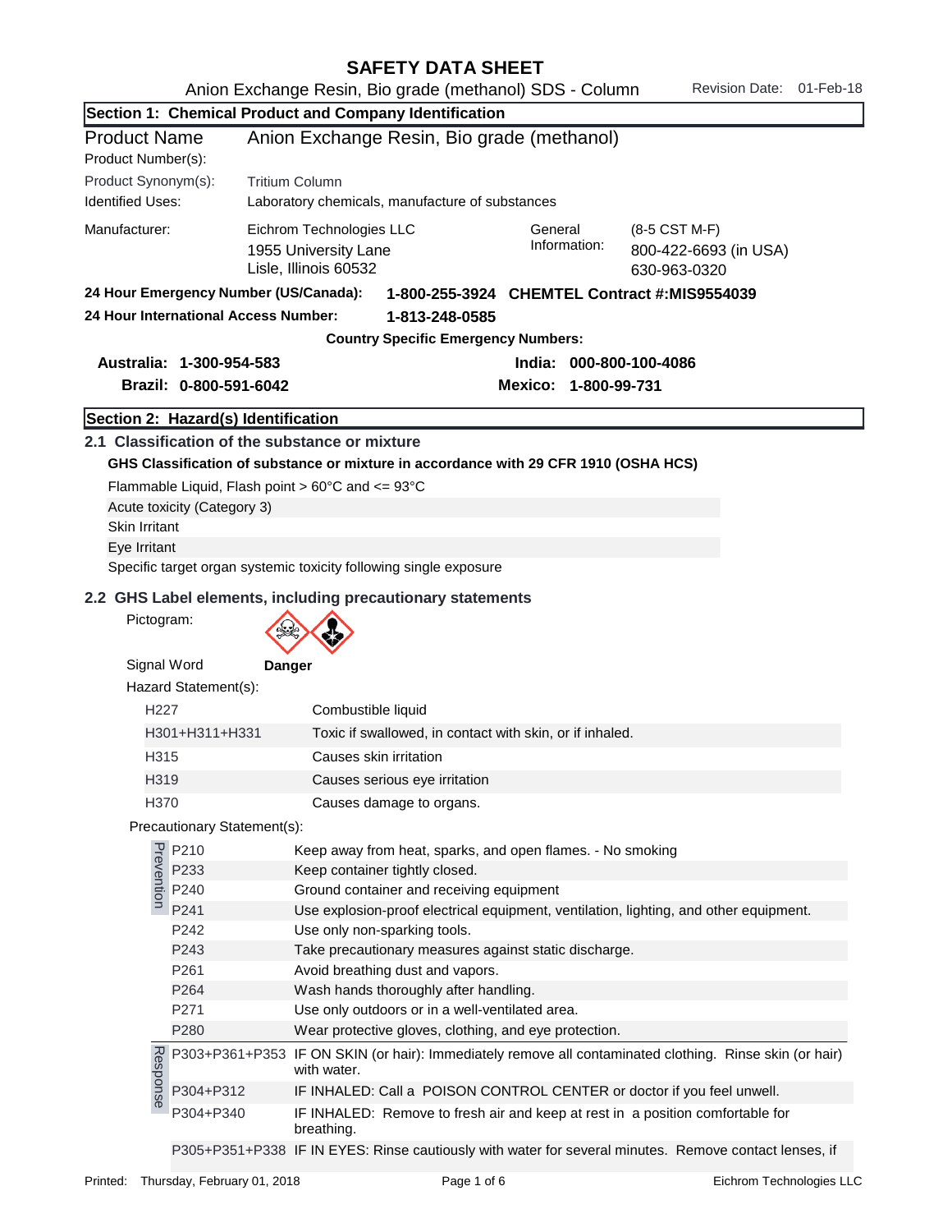# SAFETY DATA SHEET

Anion Exchange Resin, Bio grade (methanol) SDS - Column    Revision Date: 01-Feb-18

## Section 1: Chemical Product and Company Identification

| | |
|---|---|
| Product Name | Anion Exchange Resin, Bio grade (methanol) |
| Product Number(s): | |
| Product Synonym(s): | Tritium Column |
| Identified Uses: | Laboratory chemicals, manufacture of substances |
| Manufacturer: | Eichrom Technologies LLC<br>1955 University Lane<br>Lisle, Illinois 60532 |
| General Information: | (8-5 CST M-F)<br>800-422-6693 (in USA)<br>630-963-0320 |

**24 Hour Emergency Number (US/Canada):** **1-800-255-3924 CHEMTEL Contract #:MIS9554039**

**24 Hour International Access Number:** **1-813-248-0585**

**Country Specific Emergency Numbers:**

**Australia: 1-300-954-583**    **India: 000-800-100-4086**

**Brazil: 0-800-591-6042**    **Mexico: 1-800-99-731**

## Section 2: Hazard(s) Identification

### 2.1 Classification of the substance or mixture

**GHS Classification of substance or mixture in accordance with 29 CFR 1910 (OSHA HCS)**

Flammable Liquid, Flash point > 60°C and <= 93°C

Acute toxicity (Category 3)

Skin Irritant

Eye Irritant

Specific target organ systemic toxicity following single exposure

### 2.2 GHS Label elements, including precautionary statements

Pictogram:

Signal Word **Danger**

Hazard Statement(s):

| | |
|---|---|
| H227 | Combustible liquid |
| H301+H311+H331 | Toxic if swallowed, in contact with skin, or if inhaled. |
| H315 | Causes skin irritation |
| H319 | Causes serious eye irritation |
| H370 | Causes damage to organs. |

Precautionary Statement(s):

| | | |
|---|---|---|
| Prevention | P210 | Keep away from heat, sparks, and open flames. - No smoking |
| | P233 | Keep container tightly closed. |
| | P240 | Ground container and receiving equipment |
| | P241 | Use explosion-proof electrical equipment, ventilation, lighting, and other equipment. |
| | P242 | Use only non-sparking tools. |
| | P243 | Take precautionary measures against static discharge. |
| | P261 | Avoid breathing dust and vapors. |
| | P264 | Wash hands thoroughly after handling. |
| | P271 | Use only outdoors or in a well-ventilated area. |
| | P280 | Wear protective gloves, clothing, and eye protection. |
| Response | P303+P361+P353 | IF ON SKIN (or hair): Immediately remove all contaminated clothing. Rinse skin (or hair) with water. |
| | P304+P312 | IF INHALED: Call a POISON CONTROL CENTER or doctor if you feel unwell. |
| | P304+P340 | IF INHALED: Remove to fresh air and keep at rest in a position comfortable for breathing. |
| | P305+P351+P338 | IF IN EYES: Rinse cautiously with water for several minutes. Remove contact lenses, if |

Printed: Thursday, February 01, 2018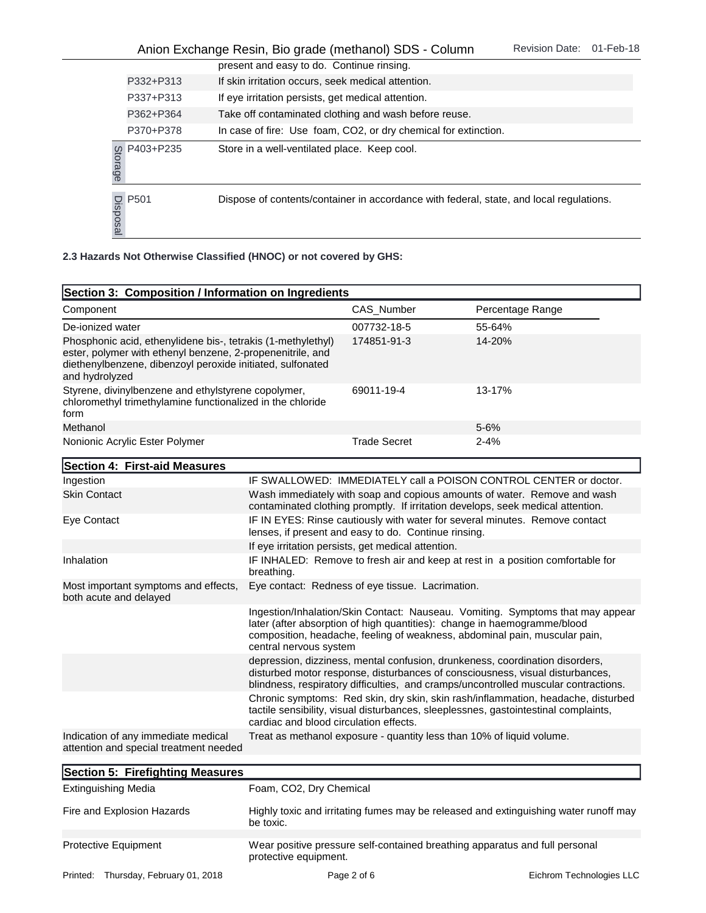| | | |
|---|---|---|
| | | present and easy to do. Continue rinsing. |
| | P332+P313 | If skin irritation occurs, seek medical attention. |
| | P337+P313 | If eye irritation persists, get medical attention. |
| | P362+P364 | Take off contaminated clothing and wash before reuse. |
| | P370+P378 | In case of fire: Use foam, CO2, or dry chemical for extinction. |
| Storage | P403+P235 | Store in a well-ventilated place. Keep cool. |
| Disposal | P501 | Dispose of contents/container in accordance with federal, state, and local regulations. |

**2.3 Hazards Not Otherwise Classified (HNOC) or not covered by GHS:**

## Section 3: Composition / Information on Ingredients

| Component | CAS_Number | Percentage Range |
|---|---|---|
| De-ionized water | 007732-18-5 | 55-64% |
| Phosphonic acid, ethenylidene bis-, tetrakis (1-methylethyl) ester, polymer with ethenyl benzene, 2-propenenitrile, and diethenylbenzene, dibenzoyl peroxide initiated, sulfonated and hydrolyzed | 174851-91-3 | 14-20% |
| Styrene, divinylbenzene and ethylstyrene copolymer, chloromethyl trimethylamine functionalized in the chloride form | 69011-19-4 | 13-17% |
| Methanol | | 5-6% |
| Nonionic Acrylic Ester Polymer | Trade Secret | 2-4% |

## Section 4: First-aid Measures

| | |
|---|---|
| Ingestion | IF SWALLOWED: IMMEDIATELY call a POISON CONTROL CENTER or doctor. |
| Skin Contact | Wash immediately with soap and copious amounts of water. Remove and wash contaminated clothing promptly. If irritation develops, seek medical attention. |
| Eye Contact | IF IN EYES: Rinse cautiously with water for several minutes. Remove contact lenses, if present and easy to do. Continue rinsing. |
| | If eye irritation persists, get medical attention. |
| Inhalation | IF INHALED: Remove to fresh air and keep at rest in a position comfortable for breathing. |
| Most important symptoms and effects, both acute and delayed | Eye contact: Redness of eye tissue. Lacrimation. |
| | Ingestion/Inhalation/Skin Contact: Nauseau. Vomiting. Symptoms that may appear later (after absorption of high quantities): change in haemogramme/blood composition, headache, feeling of weakness, abdominal pain, muscular pain, central nervous system |
| | depression, dizziness, mental confusion, drunkeness, coordination disorders, disturbed motor response, disturbances of consciousness, visual disturbances, blindness, respiratory difficulties, and cramps/uncontrolled muscular contractions. |
| | Chronic symptoms: Red skin, dry skin, skin rash/inflammation, headache, disturbed tactile sensibility, visual disturbances, sleeplessnes, gastointestinal complaints, cardiac and blood circulation effects. |
| Indication of any immediate medical attention and special treatment needed | Treat as methanol exposure - quantity less than 10% of liquid volume. |

## Section 5: Firefighting Measures

| | |
|---|---|
| Extinguishing Media | Foam, CO2, Dry Chemical |
| Fire and Explosion Hazards | Highly toxic and irritating fumes may be released and extinguishing water runoff may be toxic. |
| Protective Equipment | Wear positive pressure self-contained breathing apparatus and full personal protective equipment. |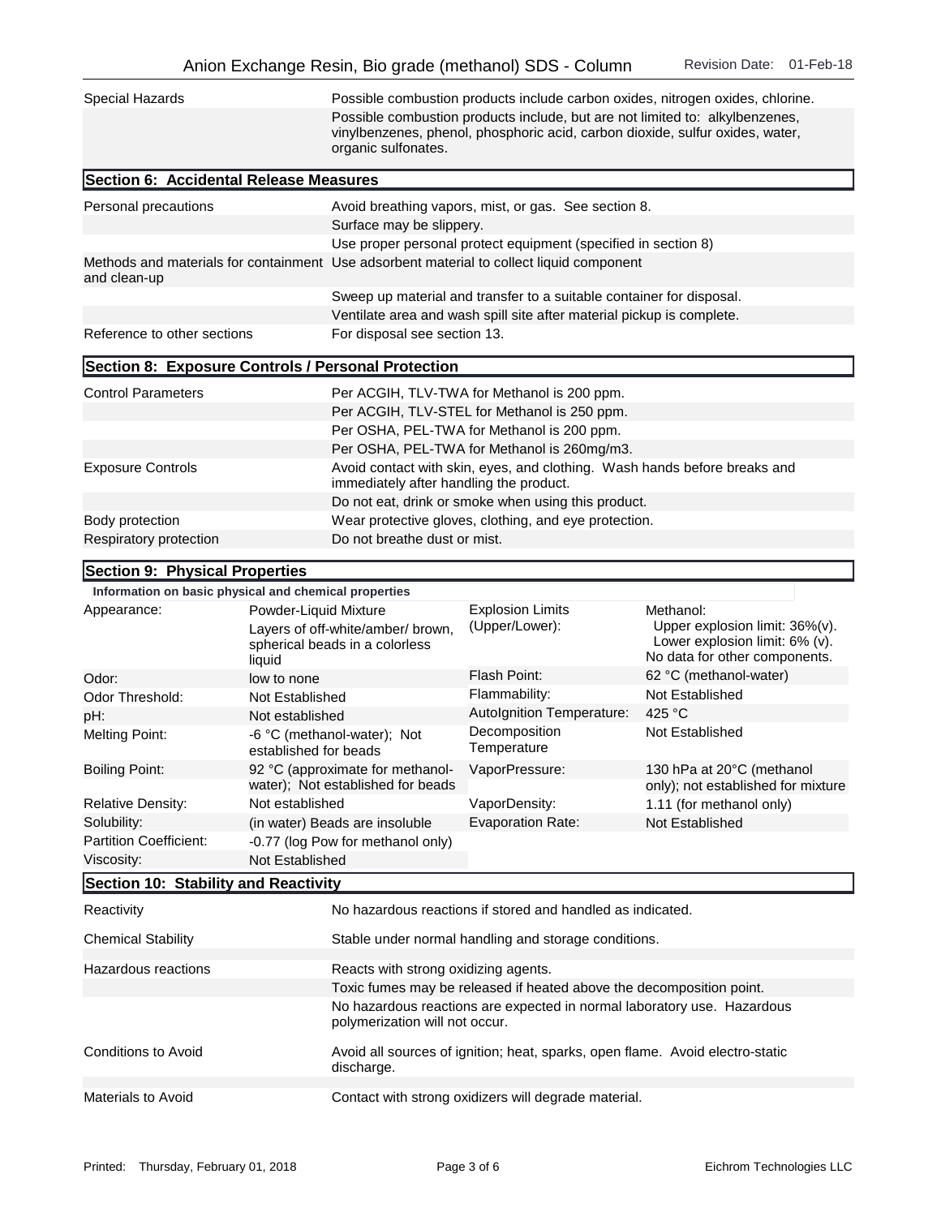| | |
|---|---|
| Special Hazards | Possible combustion products include carbon oxides, nitrogen oxides, chlorine. |
| | Possible combustion products include, but are not limited to: alkylbenzenes, vinylbenzenes, phenol, phosphoric acid, carbon dioxide, sulfur oxides, water, organic sulfonates. |

## Section 6: Accidental Release Measures

| | |
|---|---|
| Personal precautions | Avoid breathing vapors, mist, or gas. See section 8. |
| | Surface may be slippery. |
| | Use proper personal protect equipment (specified in section 8) |
| Methods and materials for containment and clean-up | Use adsorbent material to collect liquid component |
| | Sweep up material and transfer to a suitable container for disposal. |
| | Ventilate area and wash spill site after material pickup is complete. |
| Reference to other sections | For disposal see section 13. |

## Section 8: Exposure Controls / Personal Protection

| | |
|---|---|
| Control Parameters | Per ACGIH, TLV-TWA for Methanol is 200 ppm. |
| | Per ACGIH, TLV-STEL for Methanol is 250 ppm. |
| | Per OSHA, PEL-TWA for Methanol is 200 ppm. |
| | Per OSHA, PEL-TWA for Methanol is 260mg/m3. |
| Exposure Controls | Avoid contact with skin, eyes, and clothing. Wash hands before breaks and immediately after handling the product. |
| | Do not eat, drink or smoke when using this product. |
| Body protection | Wear protective gloves, clothing, and eye protection. |
| Respiratory protection | Do not breathe dust or mist. |

## Section 9: Physical Properties

**Information on basic physical and chemical properties**

| | | | |
|---|---|---|---|
| Appearance: | Powder-Liquid Mixture<br>Layers of off-white/amber/ brown, spherical beads in a colorless liquid | Explosion Limits (Upper/Lower): | Methanol:<br>Upper explosion limit: 36%(v).<br>Lower explosion limit: 6% (v).<br>No data for other components. |
| Odor: | low to none | Flash Point: | 62 °C (methanol-water) |
| Odor Threshold: | Not Established | Flammability: | Not Established |
| pH: | Not established | AutoIgnition Temperature: | 425 °C |
| Melting Point: | -6 °C (methanol-water); Not established for beads | Decomposition Temperature | Not Established |
| Boiling Point: | 92 °C (approximate for methanol-water); Not established for beads | VaporPressure: | 130 hPa at 20°C (methanol only); not established for mixture |
| Relative Density: | Not established | VaporDensity: | 1.11 (for methanol only) |
| Solubility: | (in water) Beads are insoluble | Evaporation Rate: | Not Established |
| Partition Coefficient: | -0.77 (log Pow for methanol only) | | |
| Viscosity: | Not Established | | |

## Section 10: Stability and Reactivity

| | |
|---|---|
| Reactivity | No hazardous reactions if stored and handled as indicated. |
| Chemical Stability | Stable under normal handling and storage conditions. |
| Hazardous reactions | Reacts with strong oxidizing agents. |
| | Toxic fumes may be released if heated above the decomposition point. |
| | No hazardous reactions are expected in normal laboratory use. Hazardous polymerization will not occur. |
| Conditions to Avoid | Avoid all sources of ignition; heat, sparks, open flame. Avoid electro-static discharge. |
| Materials to Avoid | Contact with strong oxidizers will degrade material. |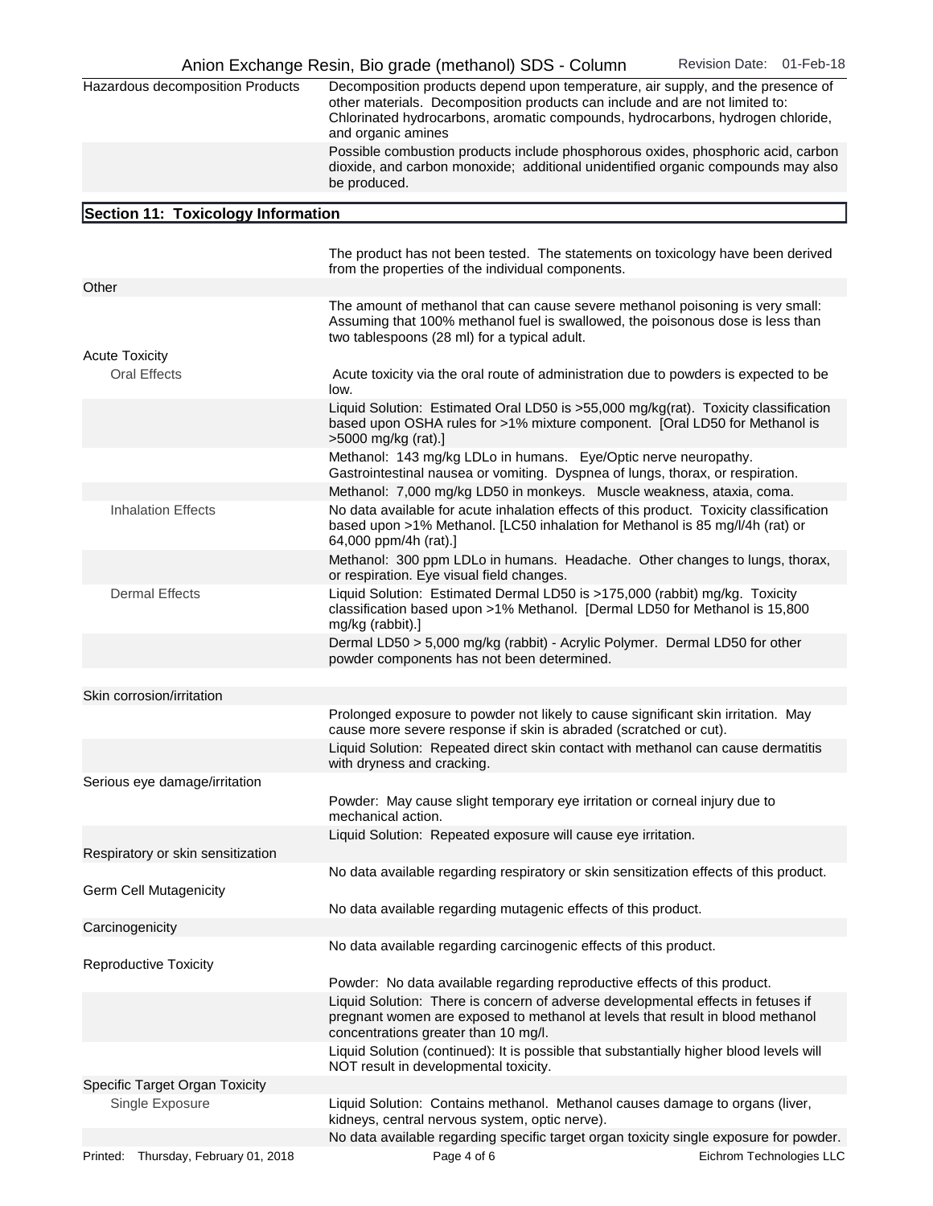| | |
|---|---|
| Hazardous decomposition Products | Decomposition products depend upon temperature, air supply, and the presence of other materials. Decomposition products can include and are not limited to: Chlorinated hydrocarbons, aromatic compounds, hydrocarbons, hydrogen chloride, and organic amines |
| | Possible combustion products include phosphorous oxides, phosphoric acid, carbon dioxide, and carbon monoxide; additional unidentified organic compounds may also be produced. |

## Section 11: Toxicology Information

| | |
|---|---|
| | The product has not been tested. The statements on toxicology have been derived from the properties of the individual components. |
| Other | |
| | The amount of methanol that can cause severe methanol poisoning is very small: Assuming that 100% methanol fuel is swallowed, the poisonous dose is less than two tablespoons (28 ml) for a typical adult. |
| Acute Toxicity | |
| Oral Effects | Acute toxicity via the oral route of administration due to powders is expected to be low. |
| | Liquid Solution: Estimated Oral LD50 is >55,000 mg/kg(rat). Toxicity classification based upon OSHA rules for >1% mixture component. [Oral LD50 for Methanol is >5000 mg/kg (rat).] |
| | Methanol: 143 mg/kg LDLo in humans. Eye/Optic nerve neuropathy. Gastrointestinal nausea or vomiting. Dyspnea of lungs, thorax, or respiration. |
| | Methanol: 7,000 mg/kg LD50 in monkeys. Muscle weakness, ataxia, coma. |
| Inhalation Effects | No data available for acute inhalation effects of this product. Toxicity classification based upon >1% Methanol. [LC50 inhalation for Methanol is 85 mg/l/4h (rat) or 64,000 ppm/4h (rat).] |
| | Methanol: 300 ppm LDLo in humans. Headache. Other changes to lungs, thorax, or respiration. Eye visual field changes. |
| Dermal Effects | Liquid Solution: Estimated Dermal LD50 is >175,000 (rabbit) mg/kg. Toxicity classification based upon >1% Methanol. [Dermal LD50 for Methanol is 15,800 mg/kg (rabbit).] |
| | Dermal LD50 > 5,000 mg/kg (rabbit) - Acrylic Polymer. Dermal LD50 for other powder components has not been determined. |
| Skin corrosion/irritation | |
| | Prolonged exposure to powder not likely to cause significant skin irritation. May cause more severe response if skin is abraded (scratched or cut). |
| | Liquid Solution: Repeated direct skin contact with methanol can cause dermatitis with dryness and cracking. |
| Serious eye damage/irritation | |
| | Powder: May cause slight temporary eye irritation or corneal injury due to mechanical action. |
| | Liquid Solution: Repeated exposure will cause eye irritation. |
| Respiratory or skin sensitization | |
| | No data available regarding respiratory or skin sensitization effects of this product. |
| Germ Cell Mutagenicity | |
| | No data available regarding mutagenic effects of this product. |
| Carcinogenicity | |
| | No data available regarding carcinogenic effects of this product. |
| Reproductive Toxicity | |
| | Powder: No data available regarding reproductive effects of this product. |
| | Liquid Solution: There is concern of adverse developmental effects in fetuses if pregnant women are exposed to methanol at levels that result in blood methanol concentrations greater than 10 mg/l. |
| | Liquid Solution (continued): It is possible that substantially higher blood levels will NOT result in developmental toxicity. |
| Specific Target Organ Toxicity | |
| Single Exposure | Liquid Solution: Contains methanol. Methanol causes damage to organs (liver, kidneys, central nervous system, optic nerve). |
| | No data available regarding specific target organ toxicity single exposure for powder. |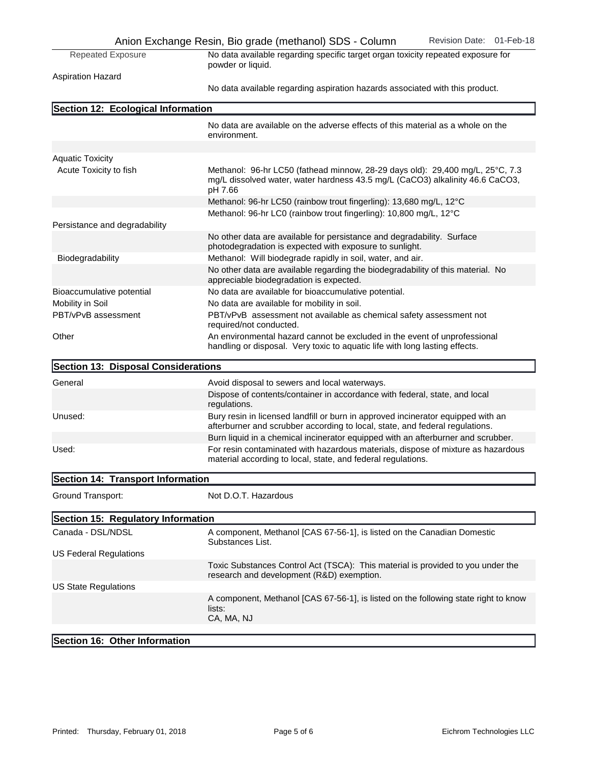| | |
|---|---|
| Repeated Exposure | No data available regarding specific target organ toxicity repeated exposure for powder or liquid. |
| Aspiration Hazard | No data available regarding aspiration hazards associated with this product. |

## Section 12: Ecological Information

| | |
|---|---|
| | No data are available on the adverse effects of this material as a whole on the environment. |
| Aquatic Toxicity | |
| Acute Toxicity to fish | Methanol: 96-hr LC50 (fathead minnow, 28-29 days old): 29,400 mg/L, 25°C, 7.3 mg/L dissolved water, water hardness 43.5 mg/L ($CaCO_3$) alkalinity 46.6 $CaCO_3$, pH 7.66 |
| | Methanol: 96-hr LC50 (rainbow trout fingerling): 13,680 mg/L, 12°C |
| | Methanol: 96-hr LC0 (rainbow trout fingerling): 10,800 mg/L, 12°C |
| Persistance and degradability | |
| | No other data are available for persistance and degradability. Surface photodegradation is expected with exposure to sunlight. |
| Biodegradability | Methanol: Will biodegrade rapidly in soil, water, and air. |
| | No other data are available regarding the biodegradability of this material. No appreciable biodegradation is expected. |
| Bioaccumulative potential | No data are available for bioaccumulative potential. |
| Mobility in Soil | No data are available for mobility in soil. |
| PBT/vPvB assessment | PBT/vPvB assessment not available as chemical safety assessment not required/not conducted. |
| Other | An environmental hazard cannot be excluded in the event of unprofessional handling or disposal. Very toxic to aquatic life with long lasting effects. |

## Section 13: Disposal Considerations

| | |
|---|---|
| General | Avoid disposal to sewers and local waterways. |
| | Dispose of contents/container in accordance with federal, state, and local regulations. |
| Unused: | Bury resin in licensed landfill or burn in approved incinerator equipped with an afterburner and scrubber according to local, state, and federal regulations. |
| | Burn liquid in a chemical incinerator equipped with an afterburner and scrubber. |
| Used: | For resin contaminated with hazardous materials, dispose of mixture as hazardous material according to local, state, and federal regulations. |

## Section 14: Transport Information

| | |
|---|---|
| Ground Transport: | Not D.O.T. Hazardous |

## Section 15: Regulatory Information

| | |
|---|---|
| Canada - DSL/NDSL | A component, Methanol [CAS 67-56-1], is listed on the Canadian Domestic Substances List. |
| US Federal Regulations | |
| | Toxic Substances Control Act (TSCA): This material is provided to you under the research and development (R&D) exemption. |
| US State Regulations | |
| | A component, Methanol [CAS 67-56-1], is listed on the following state right to know lists: CA, MA, NJ |

## Section 16: Other Information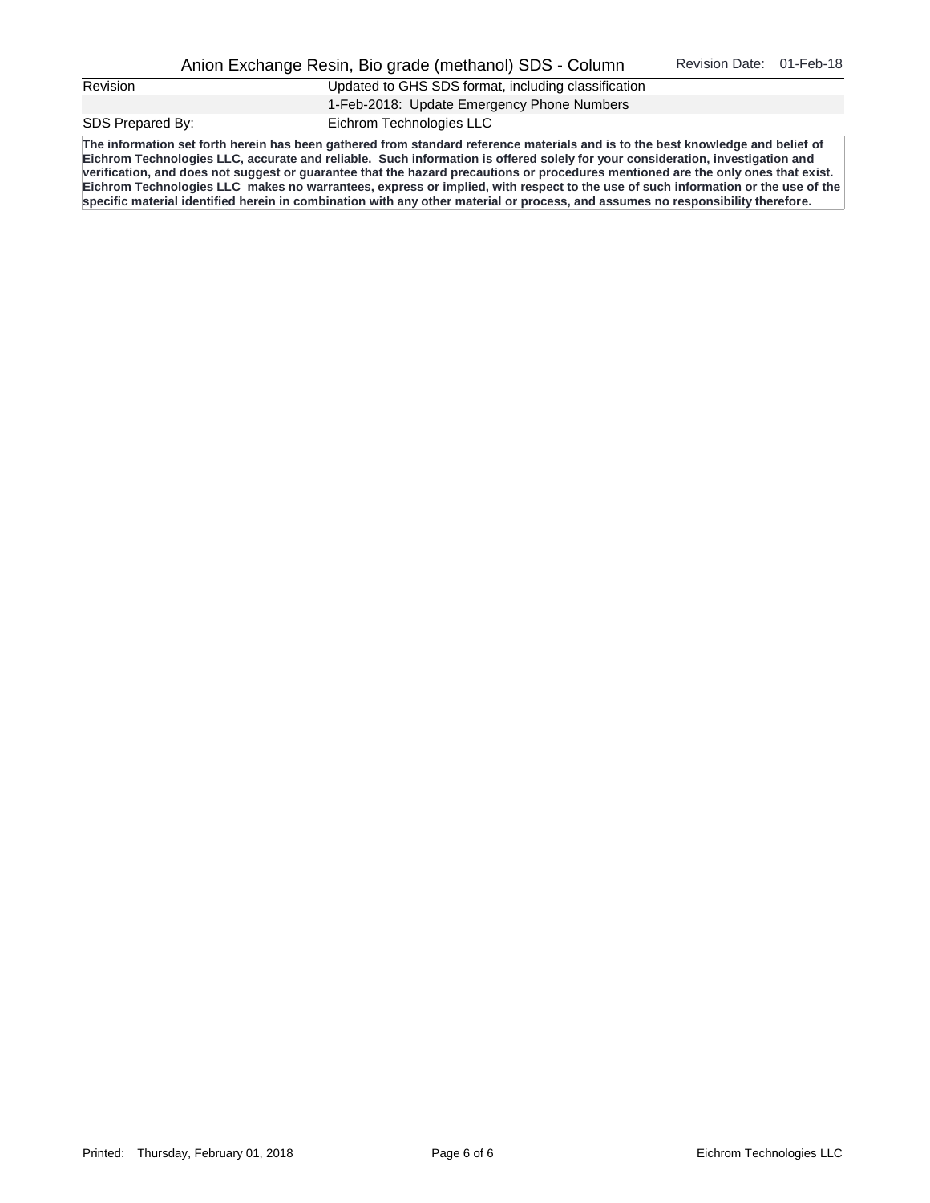| | |
|---|---|
| Revision | Updated to GHS SDS format, including classification |
| | 1-Feb-2018: Update Emergency Phone Numbers |
| SDS Prepared By: | Eichrom Technologies LLC |

**The information set forth herein has been gathered from standard reference materials and is to the best knowledge and belief of Eichrom Technologies LLC, accurate and reliable. Such information is offered solely for your consideration, investigation and verification, and does not suggest or guarantee that the hazard precautions or procedures mentioned are the only ones that exist. Eichrom Technologies LLC makes no warrantees, express or implied, with respect to the use of such information or the use of the specific material identified herein in combination with any other material or process, and assumes no responsibility therefore.**